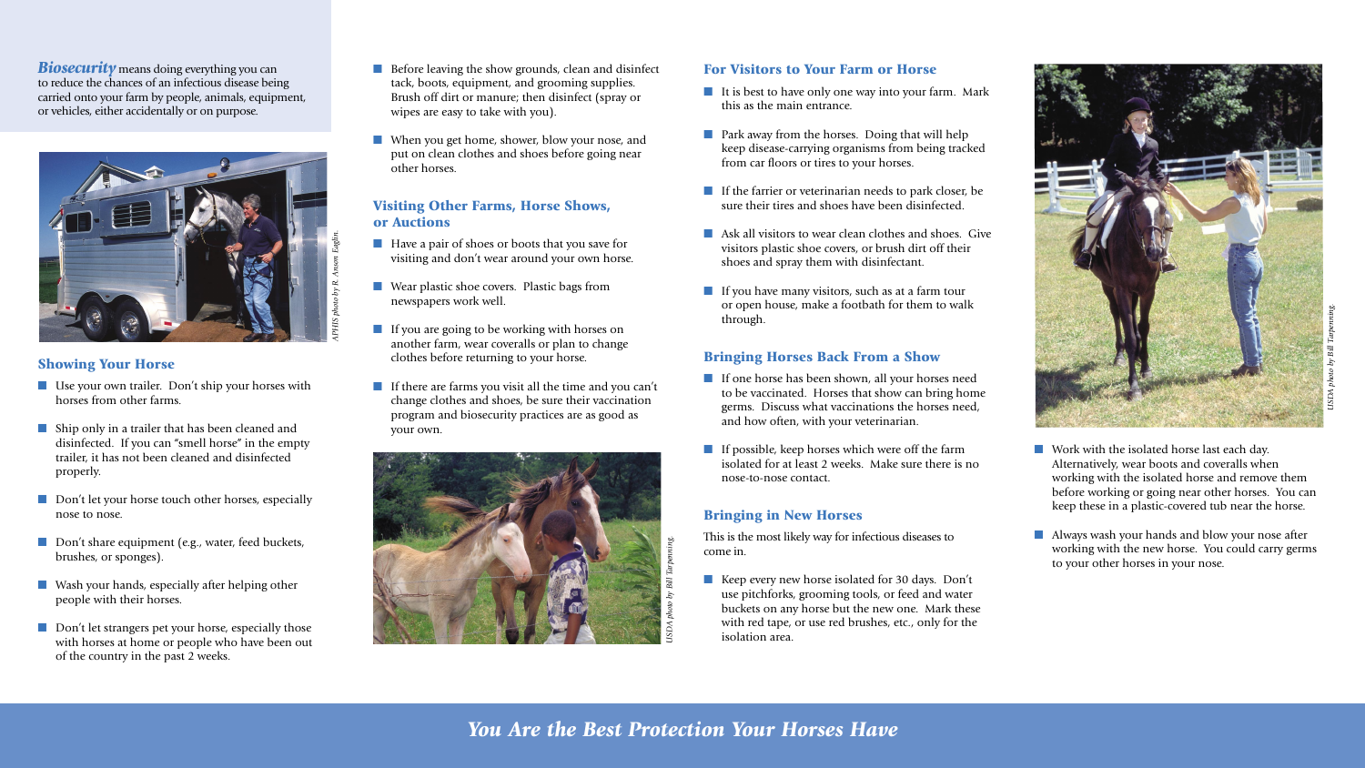***Biosecurity*** means doing everything you can to reduce the chances of an infectious disease being carried onto your farm by people, animals, equipment, or vehicles, either accidentally or on purpose.

*APHIS photo by R. Anson Eaglin.*

## Showing Your Horse

- Use your own trailer. Don't ship your horses with horses from other farms.
- Ship only in a trailer that has been cleaned and disinfected. If you can "smell horse" in the empty trailer, it has not been cleaned and disinfected properly.
- Don't let your horse touch other horses, especially nose to nose.
- Don't share equipment (e.g., water, feed buckets, brushes, or sponges).
- Wash your hands, especially after helping other people with their horses.
- Don't let strangers pet your horse, especially those with horses at home or people who have been out of the country in the past 2 weeks.
- Before leaving the show grounds, clean and disinfect tack, boots, equipment, and grooming supplies. Brush off dirt or manure; then disinfect (spray or wipes are easy to take with you).
- When you get home, shower, blow your nose, and put on clean clothes and shoes before going near other horses.

## Visiting Other Farms, Horse Shows, or Auctions

- Have a pair of shoes or boots that you save for visiting and don't wear around your own horse.
- Wear plastic shoe covers. Plastic bags from newspapers work well.
- If you are going to be working with horses on another farm, wear coveralls or plan to change clothes before returning to your horse.
- If there are farms you visit all the time and you can't change clothes and shoes, be sure their vaccination program and biosecurity practices are as good as your own.

*USDA photo by Bill Tarpenning.*

## For Visitors to Your Farm or Horse

- It is best to have only one way into your farm. Mark this as the main entrance.
- Park away from the horses. Doing that will help keep disease-carrying organisms from being tracked from car floors or tires to your horses.
- If the farrier or veterinarian needs to park closer, be sure their tires and shoes have been disinfected.
- Ask all visitors to wear clean clothes and shoes. Give visitors plastic shoe covers, or brush dirt off their shoes and spray them with disinfectant.
- If you have many visitors, such as at a farm tour or open house, make a footbath for them to walk through.

## Bringing Horses Back From a Show

- If one horse has been shown, all your horses need to be vaccinated. Horses that show can bring home germs. Discuss what vaccinations the horses need, and how often, with your veterinarian.
- If possible, keep horses which were off the farm isolated for at least 2 weeks. Make sure there is no nose-to-nose contact.

## Bringing in New Horses

This is the most likely way for infectious diseases to come in.

- Keep every new horse isolated for 30 days. Don't use pitchforks, grooming tools, or feed and water buckets on any horse but the new one. Mark these with red tape, or use red brushes, etc., only for the isolation area.

*USDA photo by Bill Tarpenning.*

- Work with the isolated horse last each day. Alternatively, wear boots and coveralls when working with the isolated horse and remove them before working or going near other horses. You can keep these in a plastic-covered tub near the horse.
- Always wash your hands and blow your nose after working with the new horse. You could carry germs to your other horses in your nose.

***You Are the Best Protection Your Horses Have***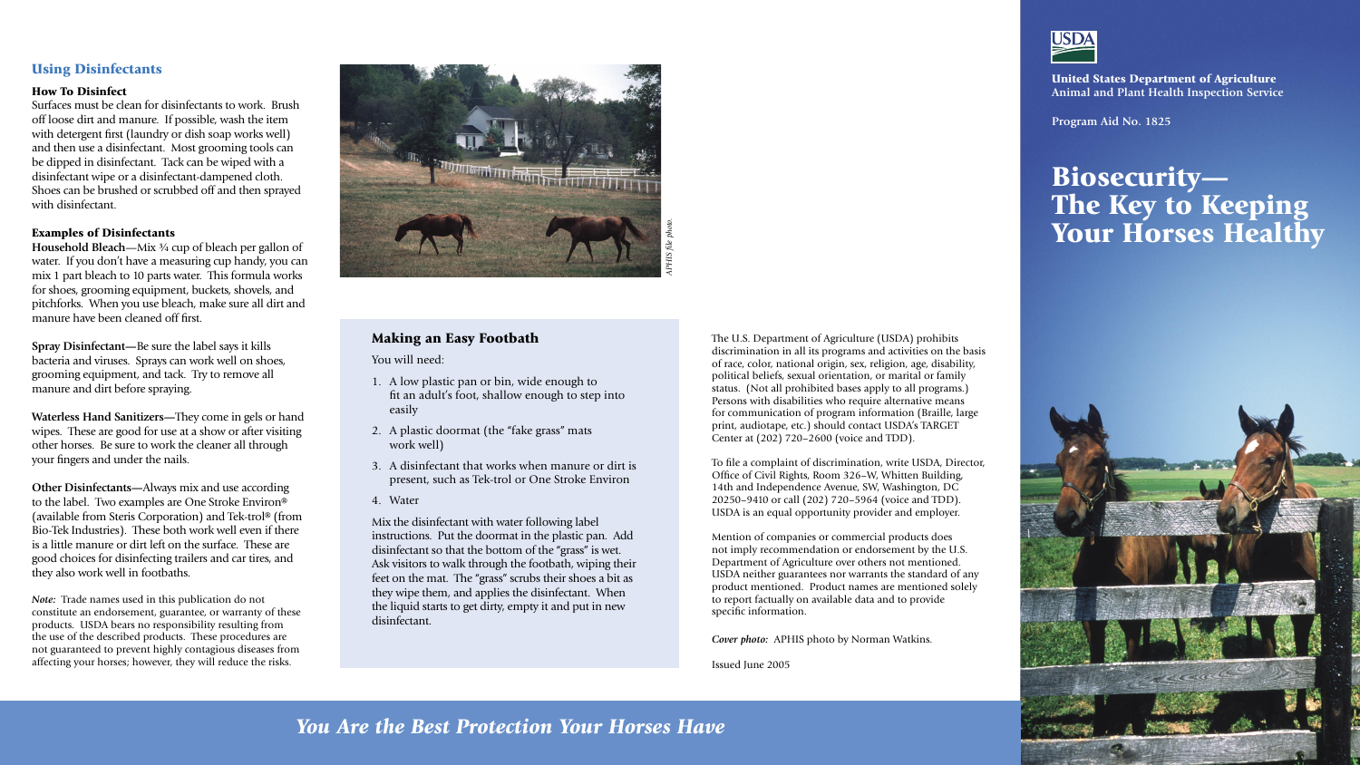## Using Disinfectants

### How To Disinfect

Surfaces must be clean for disinfectants to work. Brush off loose dirt and manure. If possible, wash the item with detergent first (laundry or dish soap works well) and then use a disinfectant. Most grooming tools can be dipped in disinfectant. Tack can be wiped with a disinfectant wipe or a disinfectant-dampened cloth. Shoes can be brushed or scrubbed off and then sprayed with disinfectant.

### Examples of Disinfectants

**Household Bleach**—Mix ¾ cup of bleach per gallon of water. If you don't have a measuring cup handy, you can mix 1 part bleach to 10 parts water. This formula works for shoes, grooming equipment, buckets, shovels, and pitchforks. When you use bleach, make sure all dirt and manure have been cleaned off first.

**Spray Disinfectant—**Be sure the label says it kills bacteria and viruses. Sprays can work well on shoes, grooming equipment, and tack. Try to remove all manure and dirt before spraying.

**Waterless Hand Sanitizers—**They come in gels or hand wipes. These are good for use at a show or after visiting other horses. Be sure to work the cleaner all through your fingers and under the nails.

**Other Disinfectants—**Always mix and use according to the label. Two examples are One Stroke Environ® (available from Steris Corporation) and Tek-trol® (from Bio-Tek Industries). These both work well even if there is a little manure or dirt left on the surface. These are good choices for disinfecting trailers and car tires, and they also work well in footbaths.

*Note:* Trade names used in this publication do not constitute an endorsement, guarantee, or warranty of these products. USDA bears no responsibility resulting from the use of the described products. These procedures are not guaranteed to prevent highly contagious diseases from affecting your horses; however, they will reduce the risks.

*APHIS file photo.*

### Making an Easy Footbath

You will need:

1. A low plastic pan or bin, wide enough to fit an adult's foot, shallow enough to step into easily
2. A plastic doormat (the "fake grass" mats work well)
3. A disinfectant that works when manure or dirt is present, such as Tek-trol or One Stroke Environ
4. Water

Mix the disinfectant with water following label instructions. Put the doormat in the plastic pan. Add disinfectant so that the bottom of the "grass" is wet. Ask visitors to walk through the footbath, wiping their feet on the mat. The "grass" scrubs their shoes a bit as they wipe them, and applies the disinfectant. When the liquid starts to get dirty, empty it and put in new disinfectant.

The U.S. Department of Agriculture (USDA) prohibits discrimination in all its programs and activities on the basis of race, color, national origin, sex, religion, age, disability, political beliefs, sexual orientation, or marital or family status. (Not all prohibited bases apply to all programs.) Persons with disabilities who require alternative means for communication of program information (Braille, large print, audiotape, etc.) should contact USDA's TARGET Center at (202) 720–2600 (voice and TDD).

To file a complaint of discrimination, write USDA, Director, Office of Civil Rights, Room 326–W, Whitten Building, 14th and Independence Avenue, SW, Washington, DC 20250–9410 or call (202) 720–5964 (voice and TDD). USDA is an equal opportunity provider and employer.

Mention of companies or commercial products does not imply recommendation or endorsement by the U.S. Department of Agriculture over others not mentioned. USDA neither guarantees nor warrants the standard of any product mentioned. Product names are mentioned solely to report factually on available data and to provide specific information.

***Cover photo:*** APHIS photo by Norman Watkins.

Issued June 2005

***You Are the Best Protection Your Horses Have***

USDA

**United States Department of Agriculture**
**Animal and Plant Health Inspection Service**

**Program Aid No. 1825**

# Biosecurity— The Key to Keeping Your Horses Healthy